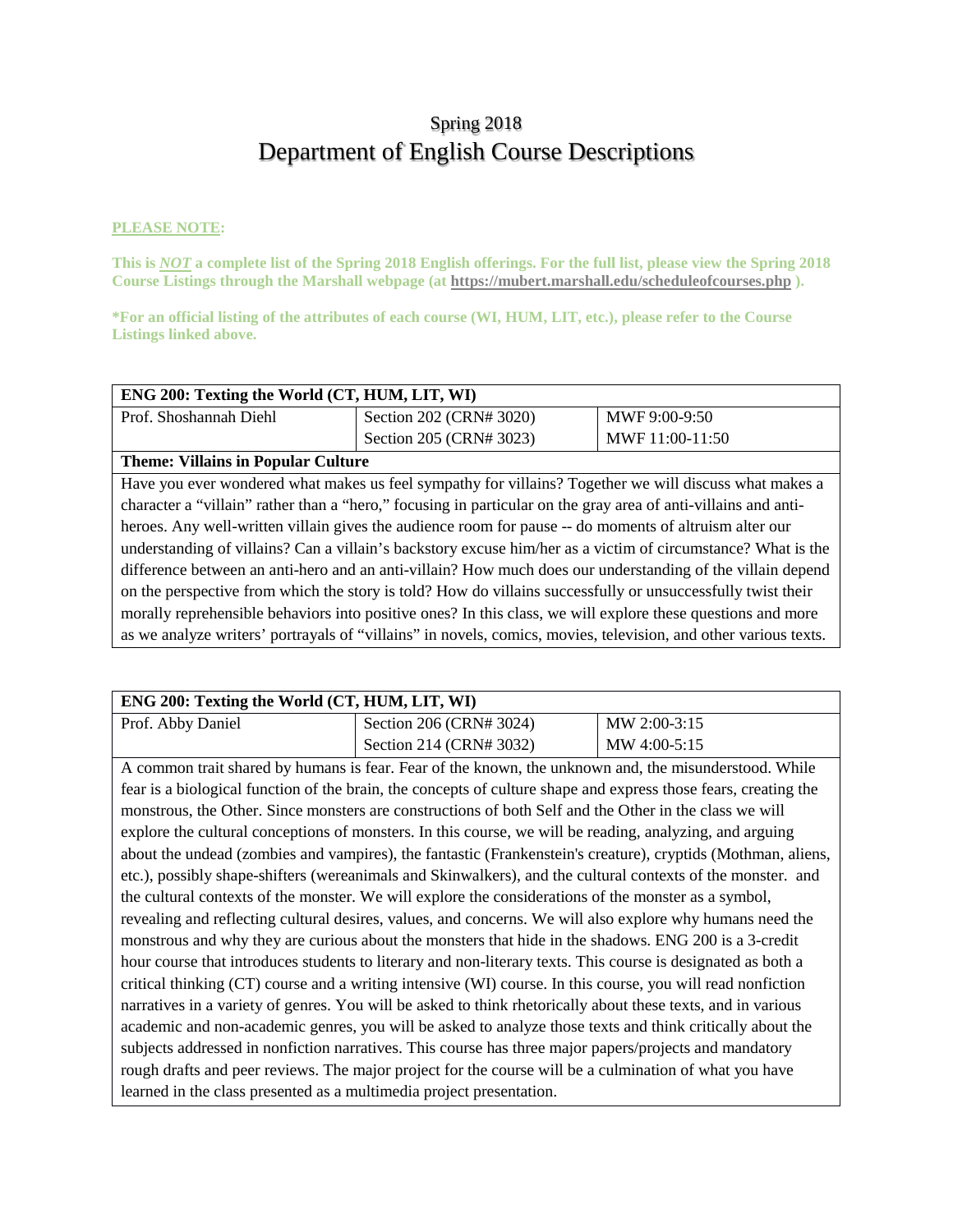# Spring 2018
# Department of English Course Descriptions

**PLEASE NOTE:**

**This is *NOT* a complete list of the Spring 2018 English offerings. For the full list, please view the Spring 2018 Course Listings through the Marshall webpage (at https://mubert.marshall.edu/scheduleofcourses.php ).**

**\*For an official listing of the attributes of each course (WI, HUM, LIT, etc.), please refer to the Course Listings linked above.**

| **ENG 200: Texting the World (CT, HUM, LIT, WI)** | | |
|---|---|---|
| Prof. Shoshannah Diehl | Section 202 (CRN# 3020)<br>Section 205 (CRN# 3023) | MWF 9:00-9:50<br>MWF 11:00-11:50 |
| **Theme: Villains in Popular Culture** | | |

Have you ever wondered what makes us feel sympathy for villains? Together we will discuss what makes a character a "villain" rather than a "hero," focusing in particular on the gray area of anti-villains and anti-heroes. Any well-written villain gives the audience room for pause -- do moments of altruism alter our understanding of villains? Can a villain's backstory excuse him/her as a victim of circumstance? What is the difference between an anti-hero and an anti-villain? How much does our understanding of the villain depend on the perspective from which the story is told? How do villains successfully or unsuccessfully twist their morally reprehensible behaviors into positive ones? In this class, we will explore these questions and more as we analyze writers' portrayals of "villains" in novels, comics, movies, television, and other various texts.

| **ENG 200: Texting the World (CT, HUM, LIT, WI)** | | |
|---|---|---|
| Prof. Abby Daniel | Section 206 (CRN# 3024)<br>Section 214 (CRN# 3032) | MW 2:00-3:15<br>MW 4:00-5:15 |

A common trait shared by humans is fear. Fear of the known, the unknown and, the misunderstood. While fear is a biological function of the brain, the concepts of culture shape and express those fears, creating the monstrous, the Other. Since monsters are constructions of both Self and the Other in the class we will explore the cultural conceptions of monsters. In this course, we will be reading, analyzing, and arguing about the undead (zombies and vampires), the fantastic (Frankenstein's creature), cryptids (Mothman, aliens, etc.), possibly shape-shifters (wereanimals and Skinwalkers), and the cultural contexts of the monster. and the cultural contexts of the monster. We will explore the considerations of the monster as a symbol, revealing and reflecting cultural desires, values, and concerns. We will also explore why humans need the monstrous and why they are curious about the monsters that hide in the shadows. ENG 200 is a 3-credit hour course that introduces students to literary and non-literary texts. This course is designated as both a critical thinking (CT) course and a writing intensive (WI) course. In this course, you will read nonfiction narratives in a variety of genres. You will be asked to think rhetorically about these texts, and in various academic and non-academic genres, you will be asked to analyze those texts and think critically about the subjects addressed in nonfiction narratives. This course has three major papers/projects and mandatory rough drafts and peer reviews. The major project for the course will be a culmination of what you have learned in the class presented as a multimedia project presentation.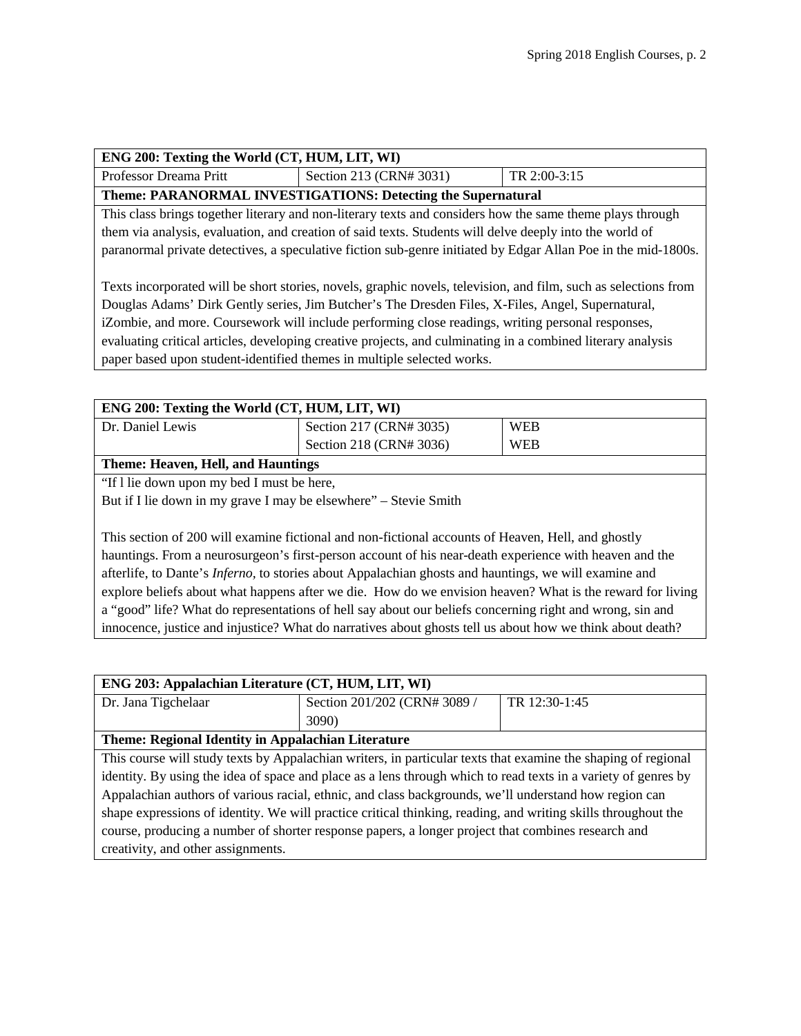| ENG 200: Texting the World (CT, HUM, LIT, WI) | | |
|---|---|---|
| Professor Dreama Pritt | Section 213 (CRN# 3031) | TR 2:00-3:15 |

**Theme: PARANORMAL INVESTIGATIONS: Detecting the Supernatural**

This class brings together literary and non-literary texts and considers how the same theme plays through them via analysis, evaluation, and creation of said texts. Students will delve deeply into the world of paranormal private detectives, a speculative fiction sub-genre initiated by Edgar Allan Poe in the mid-1800s.

Texts incorporated will be short stories, novels, graphic novels, television, and film, such as selections from Douglas Adams' Dirk Gently series, Jim Butcher's The Dresden Files, X-Files, Angel, Supernatural, iZombie, and more. Coursework will include performing close readings, writing personal responses, evaluating critical articles, developing creative projects, and culminating in a combined literary analysis paper based upon student-identified themes in multiple selected works.

| ENG 200: Texting the World (CT, HUM, LIT, WI) | | |
|---|---|---|
| Dr. Daniel Lewis | Section 217 (CRN# 3035) | WEB |
| | Section 218 (CRN# 3036) | WEB |

**Theme: Heaven, Hell, and Hauntings**

"If l lie down upon my bed I must be here,
But if I lie down in my grave I may be elsewhere" – Stevie Smith

This section of 200 will examine fictional and non-fictional accounts of Heaven, Hell, and ghostly hauntings. From a neurosurgeon's first-person account of his near-death experience with heaven and the afterlife, to Dante's *Inferno,* to stories about Appalachian ghosts and hauntings, we will examine and explore beliefs about what happens after we die. How do we envision heaven? What is the reward for living a "good" life? What do representations of hell say about our beliefs concerning right and wrong, sin and innocence, justice and injustice? What do narratives about ghosts tell us about how we think about death?

| ENG 203: Appalachian Literature (CT, HUM, LIT, WI) | | |
|---|---|---|
| Dr. Jana Tigchelaar | Section 201/202 (CRN# 3089 / 3090) | TR 12:30-1:45 |

**Theme: Regional Identity in Appalachian Literature**

This course will study texts by Appalachian writers, in particular texts that examine the shaping of regional identity. By using the idea of space and place as a lens through which to read texts in a variety of genres by Appalachian authors of various racial, ethnic, and class backgrounds, we'll understand how region can shape expressions of identity. We will practice critical thinking, reading, and writing skills throughout the course, producing a number of shorter response papers, a longer project that combines research and creativity, and other assignments.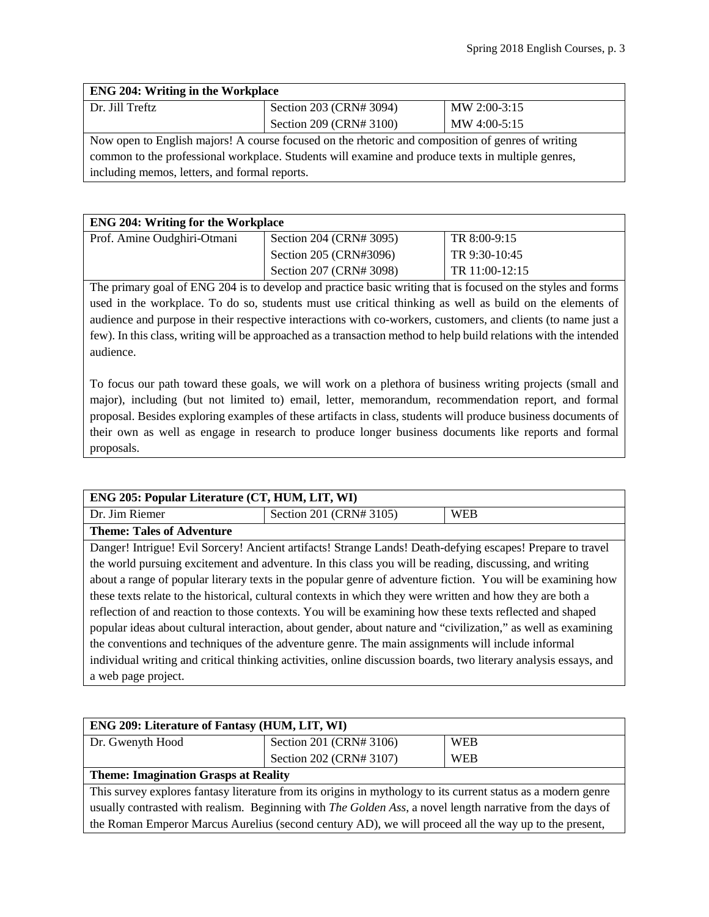| **ENG 204: Writing in the Workplace** | | |
|---|---|---|
| Dr. Jill Treftz | Section 203 (CRN# 3094) | MW 2:00-3:15 |
| | Section 209 (CRN# 3100) | MW 4:00-5:15 |

Now open to English majors! A course focused on the rhetoric and composition of genres of writing common to the professional workplace. Students will examine and produce texts in multiple genres, including memos, letters, and formal reports.

| **ENG 204: Writing for the Workplace** | | |
|---|---|---|
| Prof. Amine Oudghiri-Otmani | Section 204 (CRN# 3095) | TR 8:00-9:15 |
| | Section 205 (CRN#3096) | TR 9:30-10:45 |
| | Section 207 (CRN# 3098) | TR 11:00-12:15 |

The primary goal of ENG 204 is to develop and practice basic writing that is focused on the styles and forms used in the workplace. To do so, students must use critical thinking as well as build on the elements of audience and purpose in their respective interactions with co-workers, customers, and clients (to name just a few). In this class, writing will be approached as a transaction method to help build relations with the intended audience.

To focus our path toward these goals, we will work on a plethora of business writing projects (small and major), including (but not limited to) email, letter, memorandum, recommendation report, and formal proposal. Besides exploring examples of these artifacts in class, students will produce business documents of their own as well as engage in research to produce longer business documents like reports and formal proposals.

| **ENG 205: Popular Literature (CT, HUM, LIT, WI)** | | |
|---|---|---|
| Dr. Jim Riemer | Section 201 (CRN# 3105) | WEB |

**Theme: Tales of Adventure**

Danger! Intrigue! Evil Sorcery! Ancient artifacts! Strange Lands! Death-defying escapes! Prepare to travel the world pursuing excitement and adventure. In this class you will be reading, discussing, and writing about a range of popular literary texts in the popular genre of adventure fiction. You will be examining how these texts relate to the historical, cultural contexts in which they were written and how they are both a reflection of and reaction to those contexts. You will be examining how these texts reflected and shaped popular ideas about cultural interaction, about gender, about nature and "civilization," as well as examining the conventions and techniques of the adventure genre. The main assignments will include informal individual writing and critical thinking activities, online discussion boards, two literary analysis essays, and a web page project.

| **ENG 209: Literature of Fantasy (HUM, LIT, WI)** | | |
|---|---|---|
| Dr. Gwenyth Hood | Section 201 (CRN# 3106) | WEB |
| | Section 202 (CRN# 3107) | WEB |

**Theme: Imagination Grasps at Reality**

This survey explores fantasy literature from its origins in mythology to its current status as a modern genre usually contrasted with realism. Beginning with *The Golden Ass*, a novel length narrative from the days of the Roman Emperor Marcus Aurelius (second century AD), we will proceed all the way up to the present,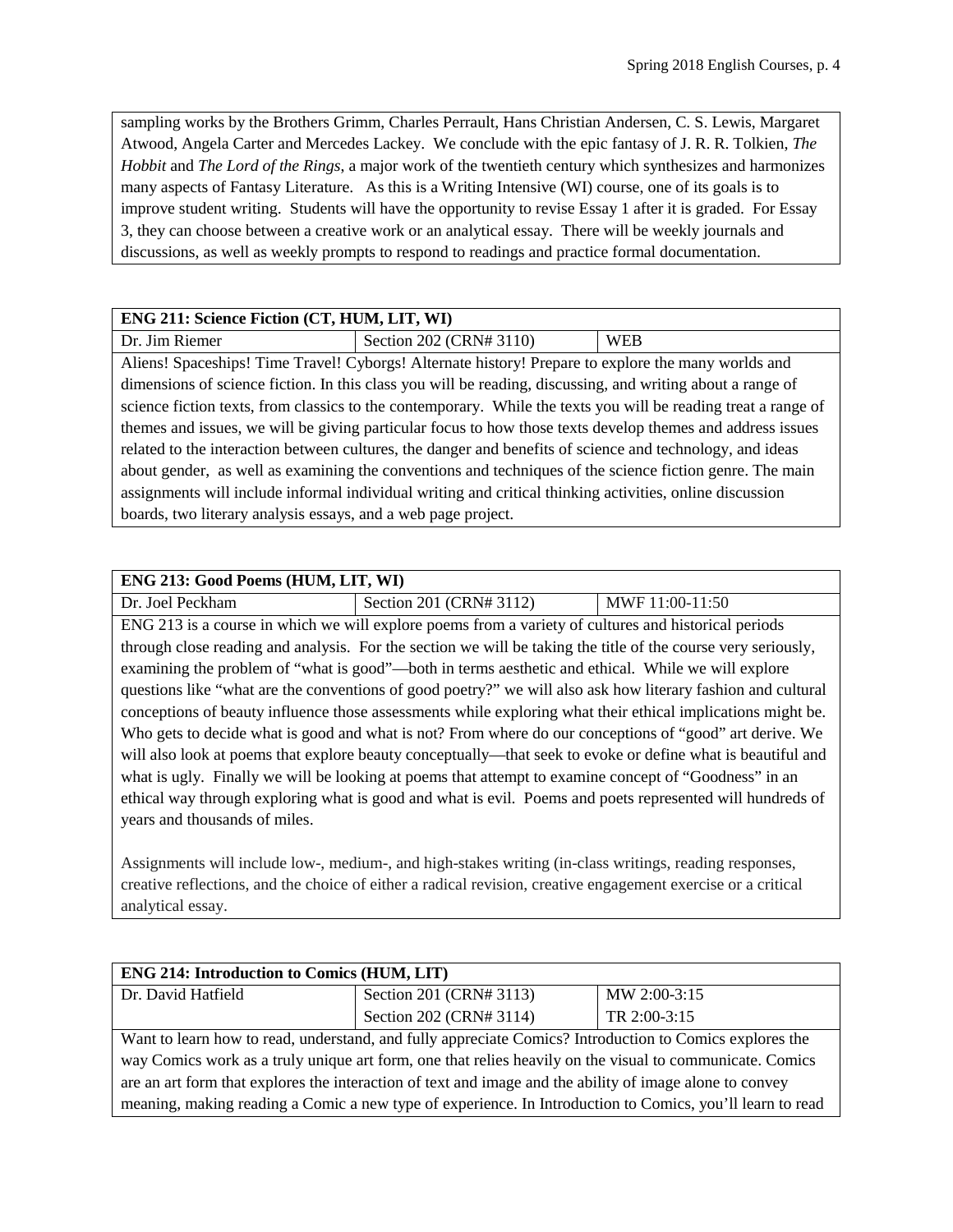sampling works by the Brothers Grimm, Charles Perrault, Hans Christian Andersen, C. S. Lewis, Margaret Atwood, Angela Carter and Mercedes Lackey. We conclude with the epic fantasy of J. R. R. Tolkien, *The Hobbit* and *The Lord of the Rings*, a major work of the twentieth century which synthesizes and harmonizes many aspects of Fantasy Literature. As this is a Writing Intensive (WI) course, one of its goals is to improve student writing. Students will have the opportunity to revise Essay 1 after it is graded. For Essay 3, they can choose between a creative work or an analytical essay. There will be weekly journals and discussions, as well as weekly prompts to respond to readings and practice formal documentation.

| **ENG 211: Science Fiction (CT, HUM, LIT, WI)** | | |
|---|---|---|
| Dr. Jim Riemer | Section 202 (CRN# 3110) | WEB |

Aliens! Spaceships! Time Travel! Cyborgs! Alternate history! Prepare to explore the many worlds and dimensions of science fiction. In this class you will be reading, discussing, and writing about a range of science fiction texts, from classics to the contemporary. While the texts you will be reading treat a range of themes and issues, we will be giving particular focus to how those texts develop themes and address issues related to the interaction between cultures, the danger and benefits of science and technology, and ideas about gender, as well as examining the conventions and techniques of the science fiction genre. The main assignments will include informal individual writing and critical thinking activities, online discussion boards, two literary analysis essays, and a web page project.

| **ENG 213: Good Poems (HUM, LIT, WI)** | | |
|---|---|---|
| Dr. Joel Peckham | Section 201 (CRN# 3112) | MWF 11:00-11:50 |

ENG 213 is a course in which we will explore poems from a variety of cultures and historical periods through close reading and analysis. For the section we will be taking the title of the course very seriously, examining the problem of "what is good"—both in terms aesthetic and ethical. While we will explore questions like "what are the conventions of good poetry?" we will also ask how literary fashion and cultural conceptions of beauty influence those assessments while exploring what their ethical implications might be. Who gets to decide what is good and what is not? From where do our conceptions of "good" art derive. We will also look at poems that explore beauty conceptually—that seek to evoke or define what is beautiful and what is ugly. Finally we will be looking at poems that attempt to examine concept of "Goodness" in an ethical way through exploring what is good and what is evil. Poems and poets represented will hundreds of years and thousands of miles.

Assignments will include low-, medium-, and high-stakes writing (in-class writings, reading responses, creative reflections, and the choice of either a radical revision, creative engagement exercise or a critical analytical essay.

| **ENG 214: Introduction to Comics (HUM, LIT)** | | |
|---|---|---|
| Dr. David Hatfield | Section 201 (CRN# 3113) | MW 2:00-3:15 |
| | Section 202 (CRN# 3114) | TR 2:00-3:15 |

Want to learn how to read, understand, and fully appreciate Comics? Introduction to Comics explores the way Comics work as a truly unique art form, one that relies heavily on the visual to communicate. Comics are an art form that explores the interaction of text and image and the ability of image alone to convey meaning, making reading a Comic a new type of experience. In Introduction to Comics, you'll learn to read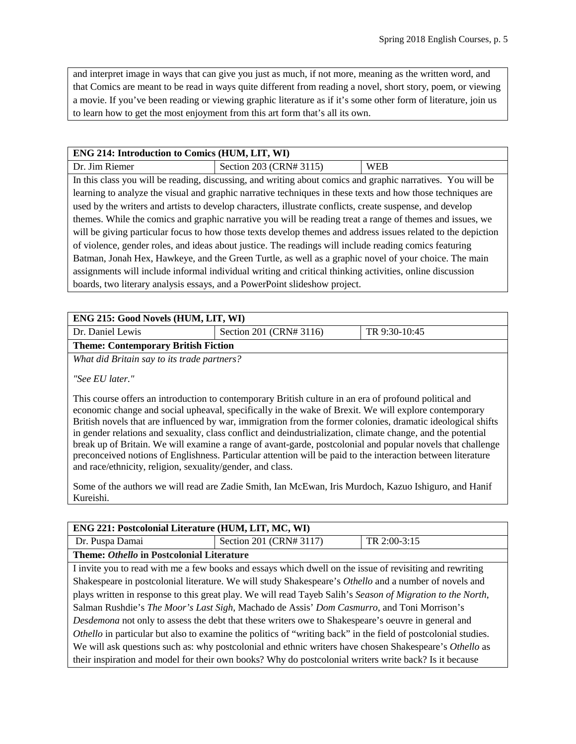and interpret image in ways that can give you just as much, if not more, meaning as the written word, and that Comics are meant to be read in ways quite different from reading a novel, short story, poem, or viewing a movie. If you've been reading or viewing graphic literature as if it's some other form of literature, join us to learn how to get the most enjoyment from this art form that's all its own.

| **ENG 214: Introduction to Comics (HUM, LIT, WI)** | | |
|---|---|---|
| Dr. Jim Riemer | Section 203 (CRN# 3115) | WEB |

In this class you will be reading, discussing, and writing about comics and graphic narratives. You will be learning to analyze the visual and graphic narrative techniques in these texts and how those techniques are used by the writers and artists to develop characters, illustrate conflicts, create suspense, and develop themes. While the comics and graphic narrative you will be reading treat a range of themes and issues, we will be giving particular focus to how those texts develop themes and address issues related to the depiction of violence, gender roles, and ideas about justice. The readings will include reading comics featuring Batman, Jonah Hex, Hawkeye, and the Green Turtle, as well as a graphic novel of your choice. The main assignments will include informal individual writing and critical thinking activities, online discussion boards, two literary analysis essays, and a PowerPoint slideshow project.

| **ENG 215: Good Novels (HUM, LIT, WI)** | | |
|---|---|---|
| Dr. Daniel Lewis | Section 201 (CRN# 3116) | TR 9:30-10:45 |

**Theme: Contemporary British Fiction**

*What did Britain say to its trade partners?*

*"See EU later."*

This course offers an introduction to contemporary British culture in an era of profound political and economic change and social upheaval, specifically in the wake of Brexit. We will explore contemporary British novels that are influenced by war, immigration from the former colonies, dramatic ideological shifts in gender relations and sexuality, class conflict and deindustrialization, climate change, and the potential break up of Britain. We will examine a range of avant-garde, postcolonial and popular novels that challenge preconceived notions of Englishness. Particular attention will be paid to the interaction between literature and race/ethnicity, religion, sexuality/gender, and class.

Some of the authors we will read are Zadie Smith, Ian McEwan, Iris Murdoch, Kazuo Ishiguro, and Hanif Kureishi.

| **ENG 221: Postcolonial Literature (HUM, LIT, MC, WI)** | | |
|---|---|---|
| Dr. Puspa Damai | Section 201 (CRN# 3117) | TR 2:00-3:15 |

**Theme: *Othello* in Postcolonial Literature**

I invite you to read with me a few books and essays which dwell on the issue of revisiting and rewriting Shakespeare in postcolonial literature. We will study Shakespeare's *Othello* and a number of novels and plays written in response to this great play. We will read Tayeb Salih's *Season of Migration to the North*, Salman Rushdie's *The Moor's Last Sigh*, Machado de Assis' *Dom Casmurro*, and Toni Morrison's *Desdemona* not only to assess the debt that these writers owe to Shakespeare's oeuvre in general and *Othello* in particular but also to examine the politics of "writing back" in the field of postcolonial studies. We will ask questions such as: why postcolonial and ethnic writers have chosen Shakespeare's *Othello* as their inspiration and model for their own books? Why do postcolonial writers write back? Is it because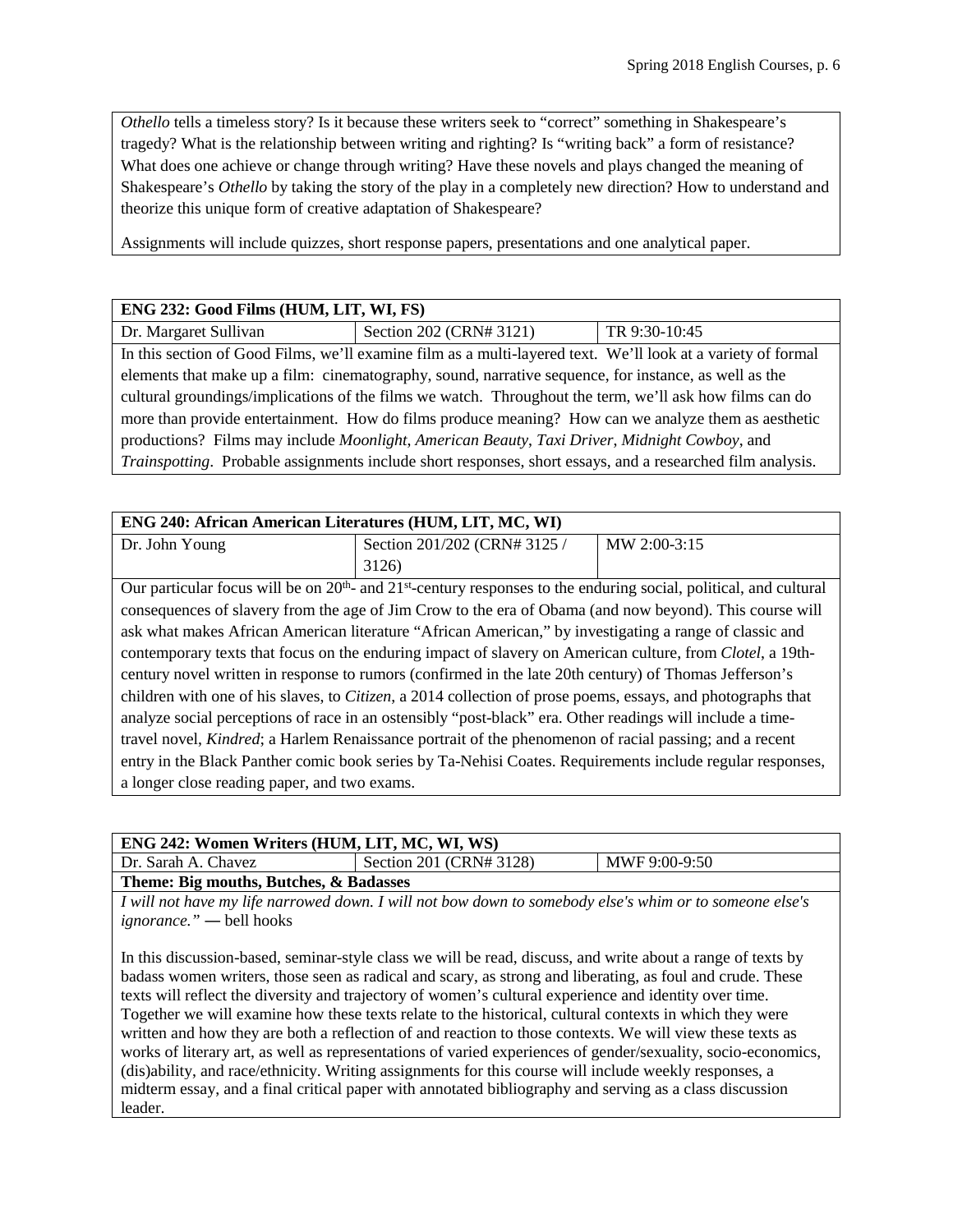*Othello* tells a timeless story? Is it because these writers seek to "correct" something in Shakespeare's tragedy? What is the relationship between writing and righting? Is "writing back" a form of resistance? What does one achieve or change through writing? Have these novels and plays changed the meaning of Shakespeare's *Othello* by taking the story of the play in a completely new direction? How to understand and theorize this unique form of creative adaptation of Shakespeare?

Assignments will include quizzes, short response papers, presentations and one analytical paper.

| **ENG 232: Good Films (HUM, LIT, WI, FS)** | | |
|---|---|---|
| Dr. Margaret Sullivan | Section 202 (CRN# 3121) | TR 9:30-10:45 |

In this section of Good Films, we'll examine film as a multi-layered text. We'll look at a variety of formal elements that make up a film: cinematography, sound, narrative sequence, for instance, as well as the cultural groundings/implications of the films we watch. Throughout the term, we'll ask how films can do more than provide entertainment. How do films produce meaning? How can we analyze them as aesthetic productions? Films may include *Moonlight*, *American Beauty*, *Taxi Driver*, *Midnight Cowboy*, and *Trainspotting*. Probable assignments include short responses, short essays, and a researched film analysis.

| **ENG 240: African American Literatures (HUM, LIT, MC, WI)** | | |
|---|---|---|
| Dr. John Young | Section 201/202 (CRN# 3125 / 3126) | MW 2:00-3:15 |

Our particular focus will be on 20th- and 21st-century responses to the enduring social, political, and cultural consequences of slavery from the age of Jim Crow to the era of Obama (and now beyond). This course will ask what makes African American literature "African American," by investigating a range of classic and contemporary texts that focus on the enduring impact of slavery on American culture, from *Clotel*, a 19th-century novel written in response to rumors (confirmed in the late 20th century) of Thomas Jefferson's children with one of his slaves, to *Citizen*, a 2014 collection of prose poems, essays, and photographs that analyze social perceptions of race in an ostensibly "post-black" era. Other readings will include a time-travel novel, *Kindred*; a Harlem Renaissance portrait of the phenomenon of racial passing; and a recent entry in the Black Panther comic book series by Ta-Nehisi Coates. Requirements include regular responses, a longer close reading paper, and two exams.

| **ENG 242: Women Writers (HUM, LIT, MC, WI, WS)** | | |
|---|---|---|
| Dr. Sarah A. Chavez | Section 201 (CRN# 3128) | MWF 9:00-9:50 |

**Theme: Big mouths, Butches, & Badasses**

*I will not have my life narrowed down. I will not bow down to somebody else's whim or to someone else's ignorance."* ― bell hooks

In this discussion-based, seminar-style class we will be read, discuss, and write about a range of texts by badass women writers, those seen as radical and scary, as strong and liberating, as foul and crude. These texts will reflect the diversity and trajectory of women's cultural experience and identity over time. Together we will examine how these texts relate to the historical, cultural contexts in which they were written and how they are both a reflection of and reaction to those contexts. We will view these texts as works of literary art, as well as representations of varied experiences of gender/sexuality, socio-economics, (dis)ability, and race/ethnicity. Writing assignments for this course will include weekly responses, a midterm essay, and a final critical paper with annotated bibliography and serving as a class discussion leader.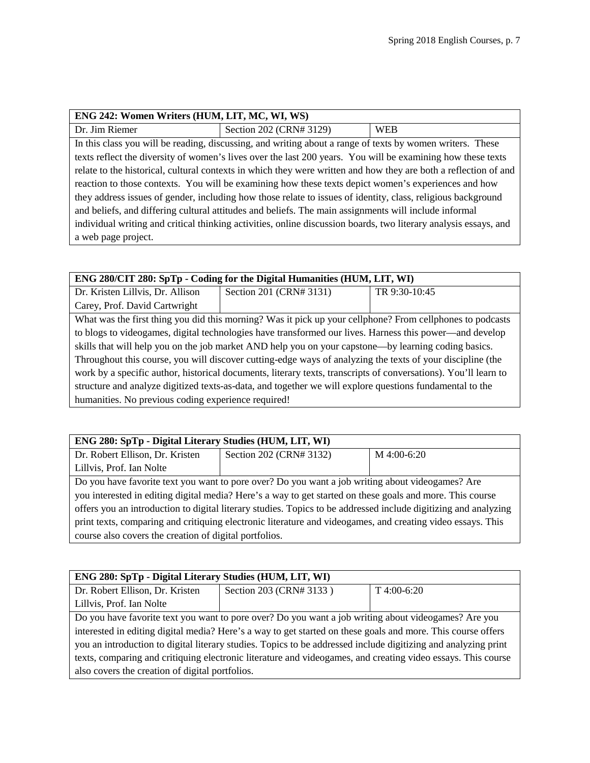| ENG 242: Women Writers (HUM, LIT, MC, WI, WS) | | |
| --- | --- | --- |
| Dr. Jim Riemer | Section 202 (CRN# 3129) | WEB |

In this class you will be reading, discussing, and writing about a range of texts by women writers. These texts reflect the diversity of women's lives over the last 200 years. You will be examining how these texts relate to the historical, cultural contexts in which they were written and how they are both a reflection of and reaction to those contexts. You will be examining how these texts depict women's experiences and how they address issues of gender, including how those relate to issues of identity, class, religious background and beliefs, and differing cultural attitudes and beliefs. The main assignments will include informal individual writing and critical thinking activities, online discussion boards, two literary analysis essays, and a web page project.

| ENG 280/CIT 280: SpTp - Coding for the Digital Humanities (HUM, LIT, WI) | | |
| --- | --- | --- |
| Dr. Kristen Lillvis, Dr. Allison Carey, Prof. David Cartwright | Section 201 (CRN# 3131) | TR 9:30-10:45 |

What was the first thing you did this morning? Was it pick up your cellphone? From cellphones to podcasts to blogs to videogames, digital technologies have transformed our lives. Harness this power—and develop skills that will help you on the job market AND help you on your capstone—by learning coding basics. Throughout this course, you will discover cutting-edge ways of analyzing the texts of your discipline (the work by a specific author, historical documents, literary texts, transcripts of conversations). You'll learn to structure and analyze digitized texts-as-data, and together we will explore questions fundamental to the humanities. No previous coding experience required!

| ENG 280: SpTp - Digital Literary Studies (HUM, LIT, WI) | | |
| --- | --- | --- |
| Dr. Robert Ellison, Dr. Kristen Lillvis, Prof. Ian Nolte | Section 202 (CRN# 3132) | M 4:00-6:20 |

Do you have favorite text you want to pore over? Do you want a job writing about videogames? Are you interested in editing digital media? Here's a way to get started on these goals and more. This course offers you an introduction to digital literary studies. Topics to be addressed include digitizing and analyzing print texts, comparing and critiquing electronic literature and videogames, and creating video essays. This course also covers the creation of digital portfolios.

| ENG 280: SpTp - Digital Literary Studies (HUM, LIT, WI) | | |
| --- | --- | --- |
| Dr. Robert Ellison, Dr. Kristen Lillvis, Prof. Ian Nolte | Section 203 (CRN# 3133 ) | T 4:00-6:20 |

Do you have favorite text you want to pore over? Do you want a job writing about videogames? Are you interested in editing digital media? Here's a way to get started on these goals and more. This course offers you an introduction to digital literary studies. Topics to be addressed include digitizing and analyzing print texts, comparing and critiquing electronic literature and videogames, and creating video essays. This course also covers the creation of digital portfolios.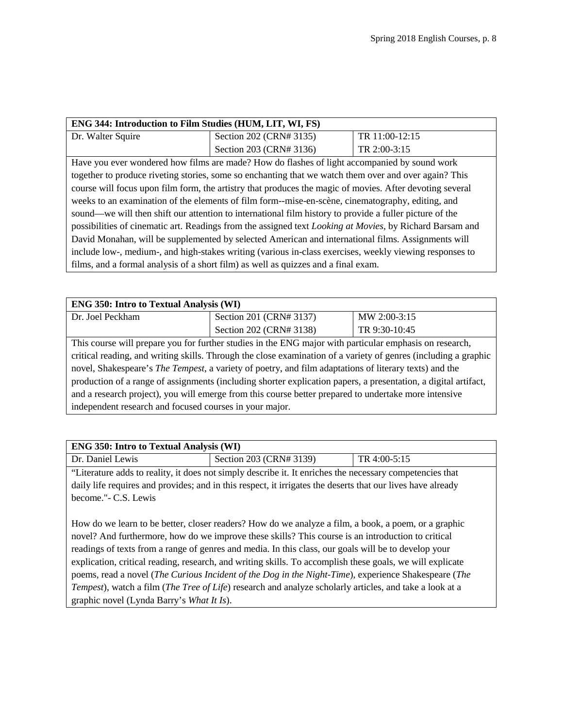| **ENG 344: Introduction to Film Studies (HUM, LIT, WI, FS)** | | |
|---|---|---|
| Dr. Walter Squire | Section 202 (CRN# 3135) | TR 11:00-12:15 |
| | Section 203 (CRN# 3136) | TR 2:00-3:15 |

Have you ever wondered how films are made? How do flashes of light accompanied by sound work together to produce riveting stories, some so enchanting that we watch them over and over again? This course will focus upon film form, the artistry that produces the magic of movies. After devoting several weeks to an examination of the elements of film form--mise-en-scène, cinematography, editing, and sound—we will then shift our attention to international film history to provide a fuller picture of the possibilities of cinematic art. Readings from the assigned text *Looking at Movies*, by Richard Barsam and David Monahan, will be supplemented by selected American and international films. Assignments will include low-, medium-, and high-stakes writing (various in-class exercises, weekly viewing responses to films, and a formal analysis of a short film) as well as quizzes and a final exam.

| **ENG 350: Intro to Textual Analysis (WI)** | | |
|---|---|---|
| Dr. Joel Peckham | Section 201 (CRN# 3137) | MW 2:00-3:15 |
| | Section 202 (CRN# 3138) | TR 9:30-10:45 |

This course will prepare you for further studies in the ENG major with particular emphasis on research, critical reading, and writing skills. Through the close examination of a variety of genres (including a graphic novel, Shakespeare's *The Tempest*, a variety of poetry, and film adaptations of literary texts) and the production of a range of assignments (including shorter explication papers, a presentation, a digital artifact, and a research project), you will emerge from this course better prepared to undertake more intensive independent research and focused courses in your major.

| **ENG 350: Intro to Textual Analysis (WI)** | | |
|---|---|---|
| Dr. Daniel Lewis | Section 203 (CRN# 3139) | TR 4:00-5:15 |

"Literature adds to reality, it does not simply describe it. It enriches the necessary competencies that daily life requires and provides; and in this respect, it irrigates the deserts that our lives have already become."- C.S. Lewis

How do we learn to be better, closer readers? How do we analyze a film, a book, a poem, or a graphic novel? And furthermore, how do we improve these skills? This course is an introduction to critical readings of texts from a range of genres and media. In this class, our goals will be to develop your explication, critical reading, research, and writing skills. To accomplish these goals, we will explicate poems, read a novel (*The Curious Incident of the Dog in the Night-Time*), experience Shakespeare (*The Tempest*), watch a film (*The Tree of Life*) research and analyze scholarly articles, and take a look at a graphic novel (Lynda Barry's *What It Is*).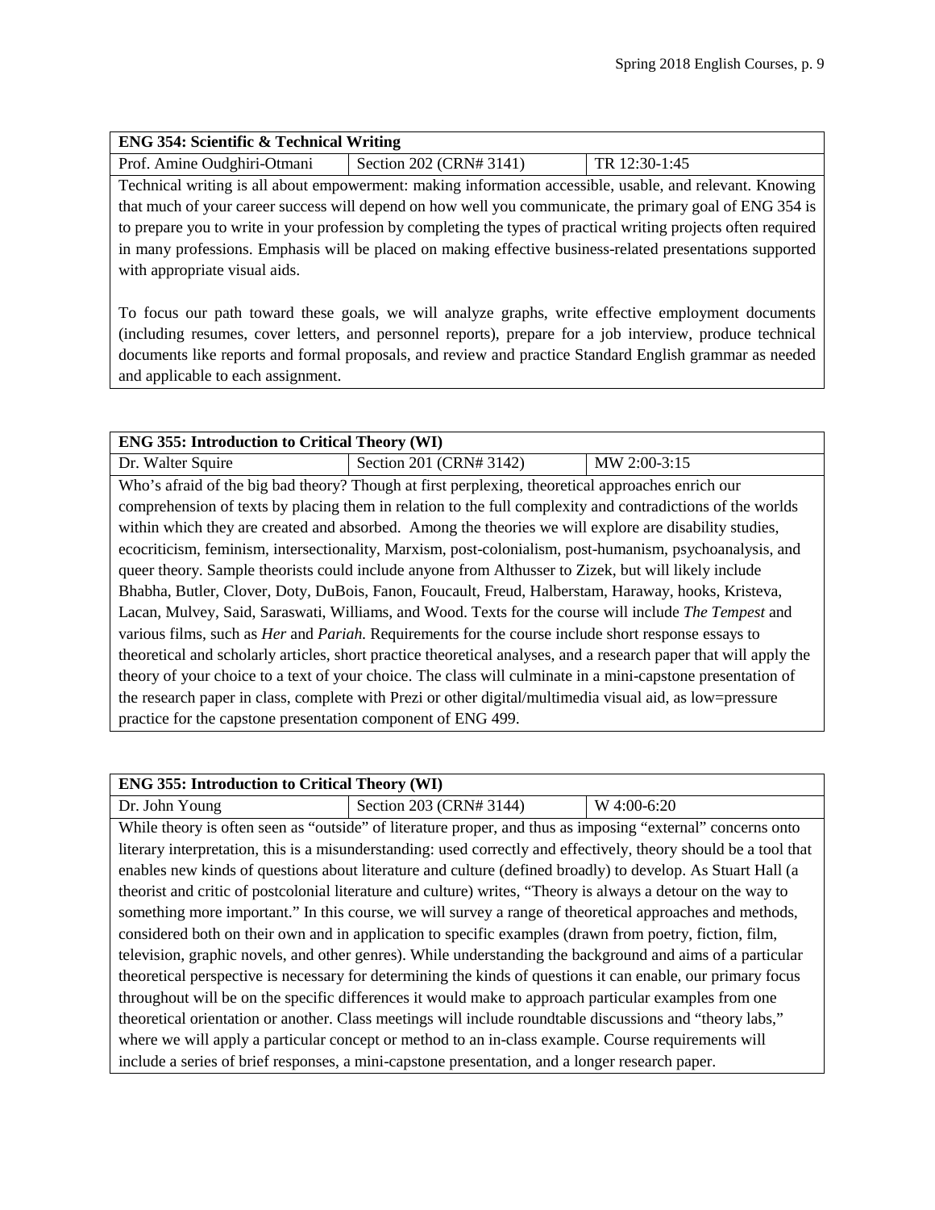### ENG 354: Scientific & Technical Writing

| Prof. Amine Oudghiri-Otmani | Section 202 (CRN# 3141) | TR 12:30-1:45 |
|---|---|---|

Technical writing is all about empowerment: making information accessible, usable, and relevant. Knowing that much of your career success will depend on how well you communicate, the primary goal of ENG 354 is to prepare you to write in your profession by completing the types of practical writing projects often required in many professions. Emphasis will be placed on making effective business-related presentations supported with appropriate visual aids.

To focus our path toward these goals, we will analyze graphs, write effective employment documents (including resumes, cover letters, and personnel reports), prepare for a job interview, produce technical documents like reports and formal proposals, and review and practice Standard English grammar as needed and applicable to each assignment.

### ENG 355: Introduction to Critical Theory (WI)

| Dr. Walter Squire | Section 201 (CRN# 3142) | MW 2:00-3:15 |
|---|---|---|

Who's afraid of the big bad theory? Though at first perplexing, theoretical approaches enrich our comprehension of texts by placing them in relation to the full complexity and contradictions of the worlds within which they are created and absorbed. Among the theories we will explore are disability studies, ecocriticism, feminism, intersectionality, Marxism, post-colonialism, post-humanism, psychoanalysis, and queer theory. Sample theorists could include anyone from Althusser to Zizek, but will likely include Bhabha, Butler, Clover, Doty, DuBois, Fanon, Foucault, Freud, Halberstam, Haraway, hooks, Kristeva, Lacan, Mulvey, Said, Saraswati, Williams, and Wood. Texts for the course will include *The Tempest* and various films, such as *Her* and *Pariah.* Requirements for the course include short response essays to theoretical and scholarly articles, short practice theoretical analyses, and a research paper that will apply the theory of your choice to a text of your choice. The class will culminate in a mini-capstone presentation of the research paper in class, complete with Prezi or other digital/multimedia visual aid, as low=pressure practice for the capstone presentation component of ENG 499.

### ENG 355: Introduction to Critical Theory (WI)

| Dr. John Young | Section 203 (CRN# 3144) | W 4:00-6:20 |
|---|---|---|

While theory is often seen as "outside" of literature proper, and thus as imposing "external" concerns onto literary interpretation, this is a misunderstanding: used correctly and effectively, theory should be a tool that enables new kinds of questions about literature and culture (defined broadly) to develop. As Stuart Hall (a theorist and critic of postcolonial literature and culture) writes, "Theory is always a detour on the way to something more important." In this course, we will survey a range of theoretical approaches and methods, considered both on their own and in application to specific examples (drawn from poetry, fiction, film, television, graphic novels, and other genres). While understanding the background and aims of a particular theoretical perspective is necessary for determining the kinds of questions it can enable, our primary focus throughout will be on the specific differences it would make to approach particular examples from one theoretical orientation or another. Class meetings will include roundtable discussions and "theory labs," where we will apply a particular concept or method to an in-class example. Course requirements will include a series of brief responses, a mini-capstone presentation, and a longer research paper.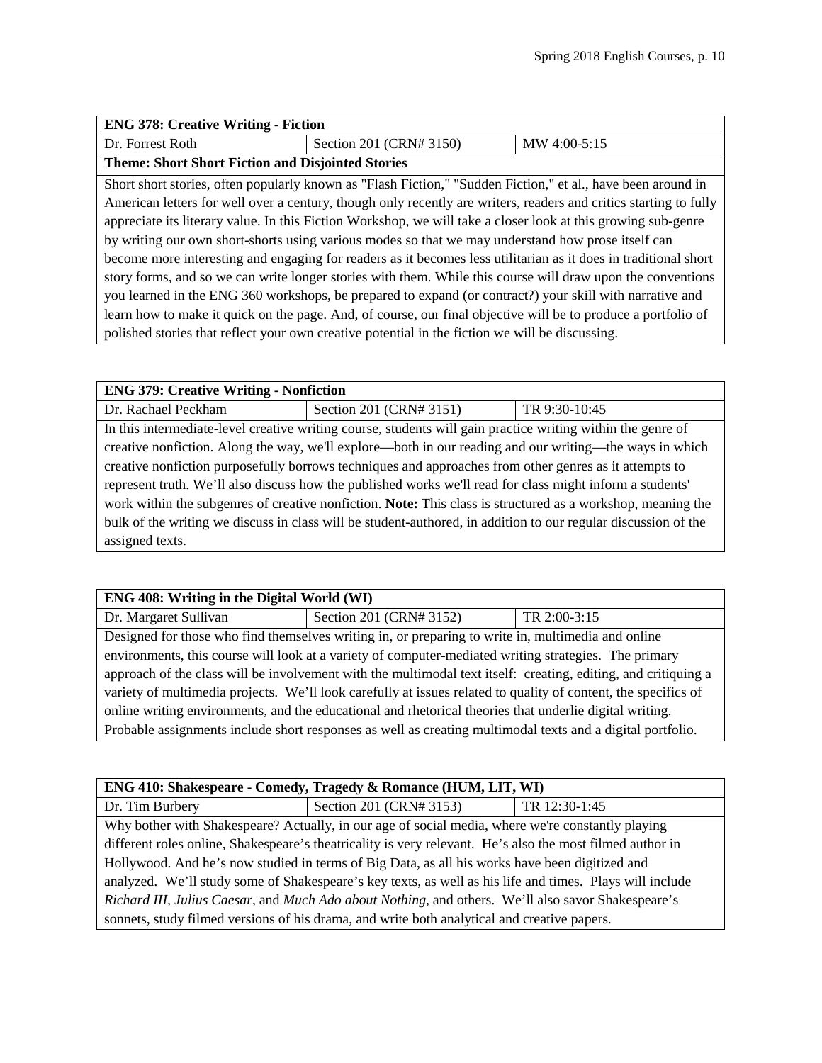| ENG 378: Creative Writing - Fiction | | |
|---|---|---|
| Dr. Forrest Roth | Section 201 (CRN# 3150) | MW 4:00-5:15 |
| **Theme: Short Short Fiction and Disjointed Stories** | | |
| Short short stories, often popularly known as "Flash Fiction," "Sudden Fiction," et al., have been around in American letters for well over a century, though only recently are writers, readers and critics starting to fully appreciate its literary value. In this Fiction Workshop, we will take a closer look at this growing sub-genre by writing our own short-shorts using various modes so that we may understand how prose itself can become more interesting and engaging for readers as it becomes less utilitarian as it does in traditional short story forms, and so we can write longer stories with them. While this course will draw upon the conventions you learned in the ENG 360 workshops, be prepared to expand (or contract?) your skill with narrative and learn how to make it quick on the page. And, of course, our final objective will be to produce a portfolio of polished stories that reflect your own creative potential in the fiction we will be discussing. | | |

| ENG 379: Creative Writing - Nonfiction | | |
|---|---|---|
| Dr. Rachael Peckham | Section 201 (CRN# 3151) | TR 9:30-10:45 |
| In this intermediate-level creative writing course, students will gain practice writing within the genre of creative nonfiction. Along the way, we'll explore—both in our reading and our writing—the ways in which creative nonfiction purposefully borrows techniques and approaches from other genres as it attempts to represent truth. We'll also discuss how the published works we'll read for class might inform a students' work within the subgenres of creative nonfiction. **Note:** This class is structured as a workshop, meaning the bulk of the writing we discuss in class will be student-authored, in addition to our regular discussion of the assigned texts. | | |

| ENG 408: Writing in the Digital World (WI) | | |
|---|---|---|
| Dr. Margaret Sullivan | Section 201 (CRN# 3152) | TR 2:00-3:15 |
| Designed for those who find themselves writing in, or preparing to write in, multimedia and online environments, this course will look at a variety of computer-mediated writing strategies. The primary approach of the class will be involvement with the multimodal text itself: creating, editing, and critiquing a variety of multimedia projects. We'll look carefully at issues related to quality of content, the specifics of online writing environments, and the educational and rhetorical theories that underlie digital writing. Probable assignments include short responses as well as creating multimodal texts and a digital portfolio. | | |

| ENG 410: Shakespeare - Comedy, Tragedy & Romance (HUM, LIT, WI) | | |
|---|---|---|
| Dr. Tim Burbery | Section 201 (CRN# 3153) | TR 12:30-1:45 |
| Why bother with Shakespeare? Actually, in our age of social media, where we're constantly playing different roles online, Shakespeare's theatricality is very relevant. He's also the most filmed author in Hollywood. And he's now studied in terms of Big Data, as all his works have been digitized and analyzed. We'll study some of Shakespeare's key texts, as well as his life and times. Plays will include *Richard III*, *Julius Caesar*, and *Much Ado about Nothing*, and others. We'll also savor Shakespeare's sonnets, study filmed versions of his drama, and write both analytical and creative papers. | | |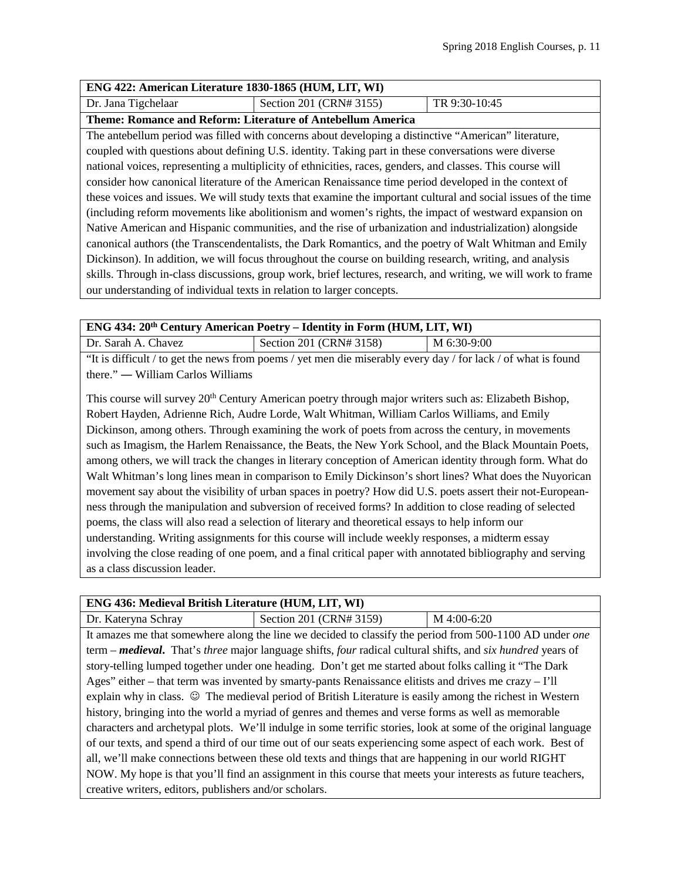## ENG 422: American Literature 1830-1865 (HUM, LIT, WI)

| Dr. Jana Tigchelaar | Section 201 (CRN# 3155) | TR 9:30-10:45 |
|---|---|---|

**Theme: Romance and Reform: Literature of Antebellum America**

The antebellum period was filled with concerns about developing a distinctive "American" literature, coupled with questions about defining U.S. identity. Taking part in these conversations were diverse national voices, representing a multiplicity of ethnicities, races, genders, and classes. This course will consider how canonical literature of the American Renaissance time period developed in the context of these voices and issues. We will study texts that examine the important cultural and social issues of the time (including reform movements like abolitionism and women's rights, the impact of westward expansion on Native American and Hispanic communities, and the rise of urbanization and industrialization) alongside canonical authors (the Transcendentalists, the Dark Romantics, and the poetry of Walt Whitman and Emily Dickinson). In addition, we will focus throughout the course on building research, writing, and analysis skills. Through in-class discussions, group work, brief lectures, research, and writing, we will work to frame our understanding of individual texts in relation to larger concepts.

## ENG 434: 20th Century American Poetry – Identity in Form (HUM, LIT, WI)

| Dr. Sarah A. Chavez | Section 201 (CRN# 3158) | M 6:30-9:00 |
|---|---|---|

"It is difficult / to get the news from poems / yet men die miserably every day / for lack / of what is found there." ― William Carlos Williams

This course will survey 20th Century American poetry through major writers such as: Elizabeth Bishop, Robert Hayden, Adrienne Rich, Audre Lorde, Walt Whitman, William Carlos Williams, and Emily Dickinson, among others. Through examining the work of poets from across the century, in movements such as Imagism, the Harlem Renaissance, the Beats, the New York School, and the Black Mountain Poets, among others, we will track the changes in literary conception of American identity through form. What do Walt Whitman's long lines mean in comparison to Emily Dickinson's short lines? What does the Nuyorican movement say about the visibility of urban spaces in poetry? How did U.S. poets assert their not-European-ness through the manipulation and subversion of received forms? In addition to close reading of selected poems, the class will also read a selection of literary and theoretical essays to help inform our understanding. Writing assignments for this course will include weekly responses, a midterm essay involving the close reading of one poem, and a final critical paper with annotated bibliography and serving as a class discussion leader.

## ENG 436: Medieval British Literature (HUM, LIT, WI)

| Dr. Kateryna Schray | Section 201 (CRN# 3159) | M 4:00-6:20 |
|---|---|---|

It amazes me that somewhere along the line we decided to classify the period from 500-1100 AD under *one* term – ***medieval***. That's *three* major language shifts, *four* radical cultural shifts, and *six hundred* years of story-telling lumped together under one heading. Don't get me started about folks calling it "The Dark Ages" either – that term was invented by smarty-pants Renaissance elitists and drives me crazy – I'll explain why in class. ☺ The medieval period of British Literature is easily among the richest in Western history, bringing into the world a myriad of genres and themes and verse forms as well as memorable characters and archetypal plots. We'll indulge in some terrific stories, look at some of the original language of our texts, and spend a third of our time out of our seats experiencing some aspect of each work. Best of all, we'll make connections between these old texts and things that are happening in our world RIGHT NOW. My hope is that you'll find an assignment in this course that meets your interests as future teachers, creative writers, editors, publishers and/or scholars.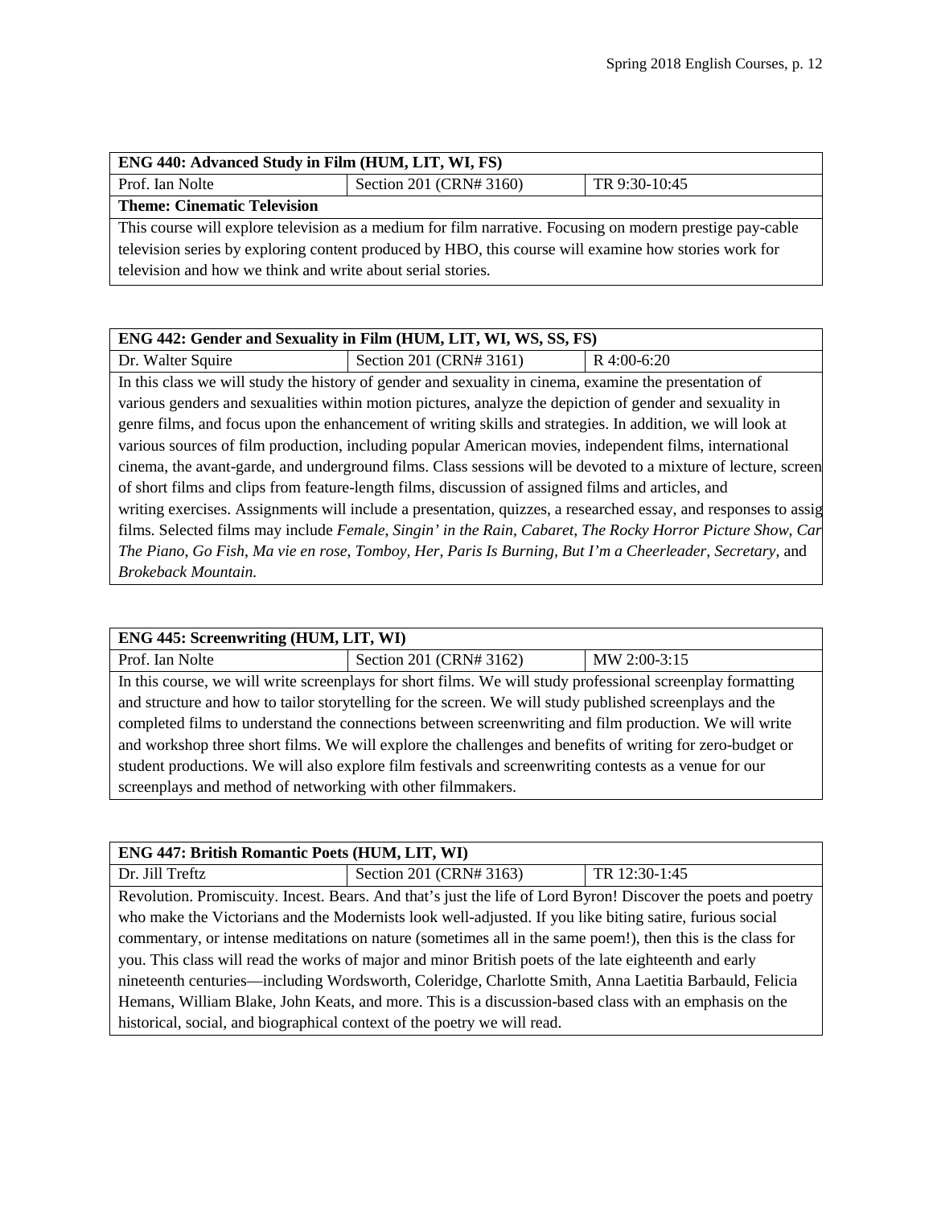| ENG 440: Advanced Study in Film (HUM, LIT, WI, FS) | | |
|---|---|---|
| Prof. Ian Nolte | Section 201 (CRN# 3160) | TR 9:30-10:45 |
| **Theme: Cinematic Television** | | |
| This course will explore television as a medium for film narrative. Focusing on modern prestige pay-cable television series by exploring content produced by HBO, this course will examine how stories work for television and how we think and write about serial stories. | | |

| ENG 442: Gender and Sexuality in Film (HUM, LIT, WI, WS, SS, FS) | | |
|---|---|---|
| Dr. Walter Squire | Section 201 (CRN# 3161) | R 4:00-6:20 |
| In this class we will study the history of gender and sexuality in cinema, examine the presentation of various genders and sexualities within motion pictures, analyze the depiction of gender and sexuality in genre films, and focus upon the enhancement of writing skills and strategies. In addition, we will look at various sources of film production, including popular American movies, independent films, international cinema, the avant-garde, and underground films. Class sessions will be devoted to a mixture of lecture, screen of short films and clips from feature-length films, discussion of assigned films and articles, and writing exercises. Assignments will include a presentation, quizzes, a researched essay, and responses to assig films. Selected films may include *Female*, *Singin' in the Rain*, *Cabaret*, *The Rocky Horror Picture Show*, *Car The Piano*, *Go Fish*, *Ma vie en rose*, *Tomboy*, *Her*, *Paris Is Burning*, *But I'm a Cheerleader*, *Secretary*, and *Brokeback Mountain.* | | |

| ENG 445: Screenwriting (HUM, LIT, WI) | | |
|---|---|---|
| Prof. Ian Nolte | Section 201 (CRN# 3162) | MW 2:00-3:15 |
| In this course, we will write screenplays for short films. We will study professional screenplay formatting and structure and how to tailor storytelling for the screen. We will study published screenplays and the completed films to understand the connections between screenwriting and film production. We will write and workshop three short films. We will explore the challenges and benefits of writing for zero-budget or student productions. We will also explore film festivals and screenwriting contests as a venue for our screenplays and method of networking with other filmmakers. | | |

| ENG 447: British Romantic Poets (HUM, LIT, WI) | | |
|---|---|---|
| Dr. Jill Treftz | Section 201 (CRN# 3163) | TR 12:30-1:45 |
| Revolution. Promiscuity. Incest. Bears. And that's just the life of Lord Byron! Discover the poets and poetry who make the Victorians and the Modernists look well-adjusted. If you like biting satire, furious social commentary, or intense meditations on nature (sometimes all in the same poem!), then this is the class for you. This class will read the works of major and minor British poets of the late eighteenth and early nineteenth centuries—including Wordsworth, Coleridge, Charlotte Smith, Anna Laetitia Barbauld, Felicia Hemans, William Blake, John Keats, and more. This is a discussion-based class with an emphasis on the historical, social, and biographical context of the poetry we will read. | | |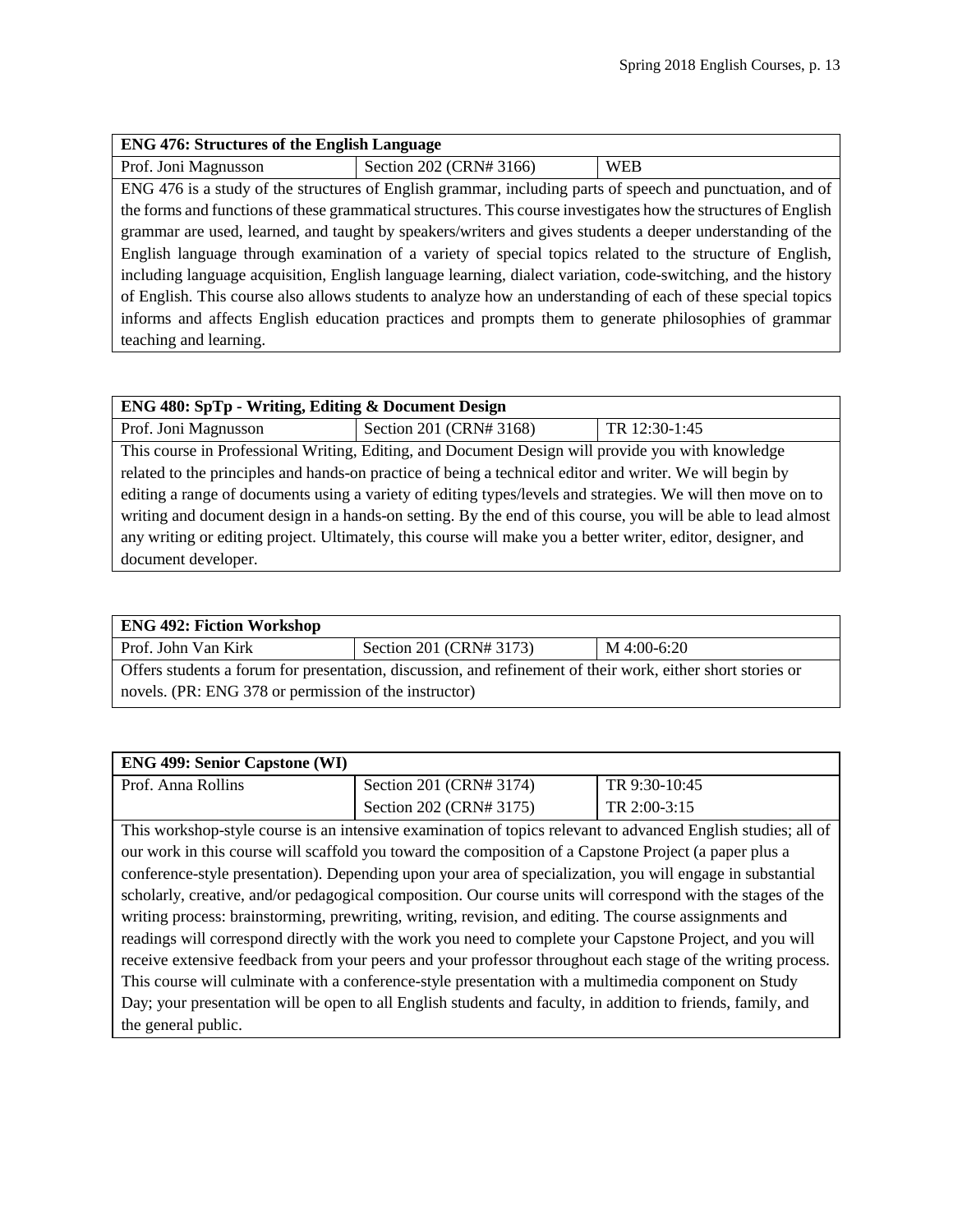| **ENG 476: Structures of the English Language** | | |
|---|---|---|
| Prof. Joni Magnusson | Section 202 (CRN# 3166) | WEB |

ENG 476 is a study of the structures of English grammar, including parts of speech and punctuation, and of the forms and functions of these grammatical structures. This course investigates how the structures of English grammar are used, learned, and taught by speakers/writers and gives students a deeper understanding of the English language through examination of a variety of special topics related to the structure of English, including language acquisition, English language learning, dialect variation, code-switching, and the history of English. This course also allows students to analyze how an understanding of each of these special topics informs and affects English education practices and prompts them to generate philosophies of grammar teaching and learning.

| **ENG 480: SpTp - Writing, Editing & Document Design** | | |
|---|---|---|
| Prof. Joni Magnusson | Section 201 (CRN# 3168) | TR 12:30-1:45 |

This course in Professional Writing, Editing, and Document Design will provide you with knowledge related to the principles and hands-on practice of being a technical editor and writer. We will begin by editing a range of documents using a variety of editing types/levels and strategies. We will then move on to writing and document design in a hands-on setting. By the end of this course, you will be able to lead almost any writing or editing project. Ultimately, this course will make you a better writer, editor, designer, and document developer.

| **ENG 492: Fiction Workshop** | | |
|---|---|---|
| Prof. John Van Kirk | Section 201 (CRN# 3173) | M 4:00-6:20 |

Offers students a forum for presentation, discussion, and refinement of their work, either short stories or novels. (PR: ENG 378 or permission of the instructor)

| **ENG 499: Senior Capstone (WI)** | | |
|---|---|---|
| Prof. Anna Rollins | Section 201 (CRN# 3174) | TR 9:30-10:45 |
| | Section 202 (CRN# 3175) | TR 2:00-3:15 |

This workshop-style course is an intensive examination of topics relevant to advanced English studies; all of our work in this course will scaffold you toward the composition of a Capstone Project (a paper plus a conference-style presentation). Depending upon your area of specialization, you will engage in substantial scholarly, creative, and/or pedagogical composition. Our course units will correspond with the stages of the writing process: brainstorming, prewriting, writing, revision, and editing. The course assignments and readings will correspond directly with the work you need to complete your Capstone Project, and you will receive extensive feedback from your peers and your professor throughout each stage of the writing process. This course will culminate with a conference-style presentation with a multimedia component on Study Day; your presentation will be open to all English students and faculty, in addition to friends, family, and the general public.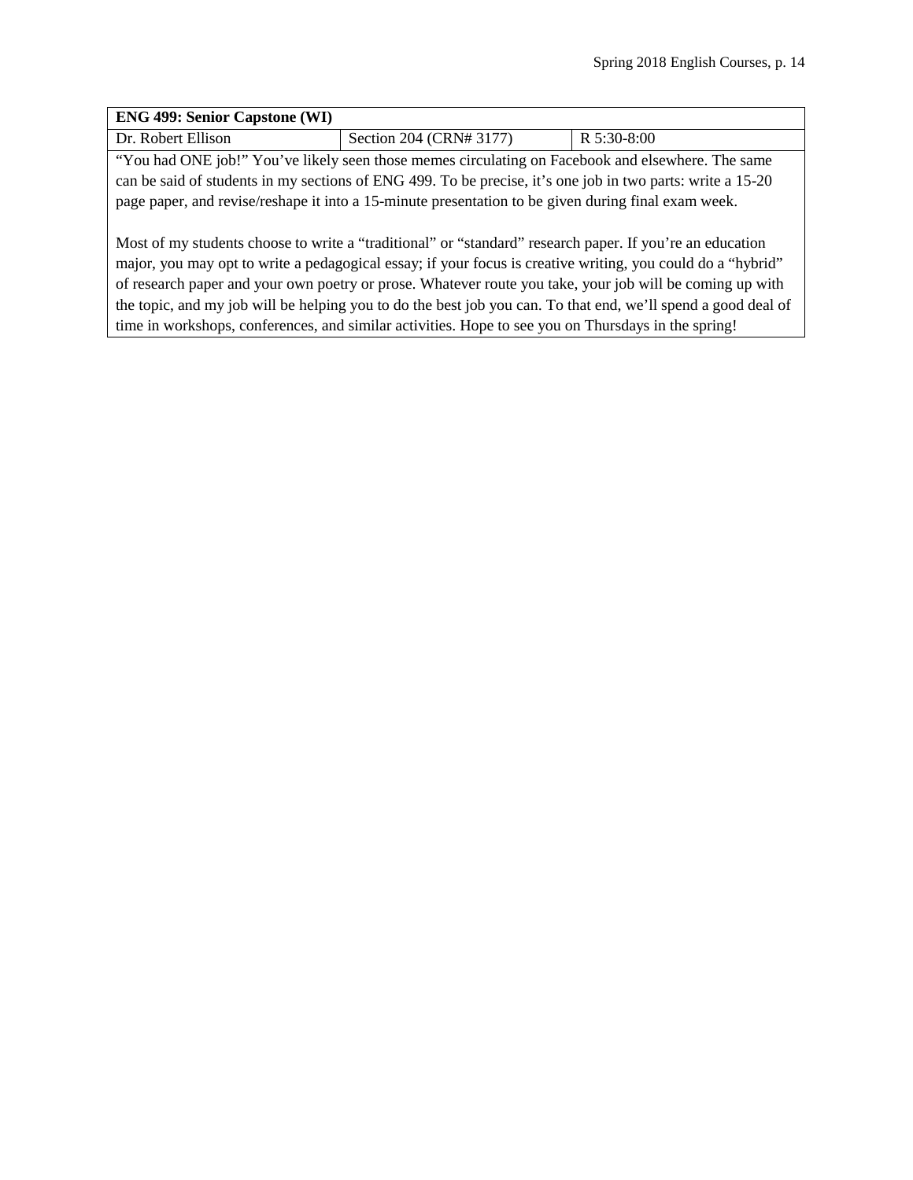| ENG 499: Senior Capstone (WI) | | |
|---|---|---|
| Dr. Robert Ellison | Section 204 (CRN# 3177) | R 5:30-8:00 |

"You had ONE job!" You've likely seen those memes circulating on Facebook and elsewhere. The same can be said of students in my sections of ENG 499. To be precise, it's one job in two parts: write a 15-20 page paper, and revise/reshape it into a 15-minute presentation to be given during final exam week.

Most of my students choose to write a "traditional" or "standard" research paper. If you're an education major, you may opt to write a pedagogical essay; if your focus is creative writing, you could do a "hybrid" of research paper and your own poetry or prose. Whatever route you take, your job will be coming up with the topic, and my job will be helping you to do the best job you can. To that end, we'll spend a good deal of time in workshops, conferences, and similar activities. Hope to see you on Thursdays in the spring!